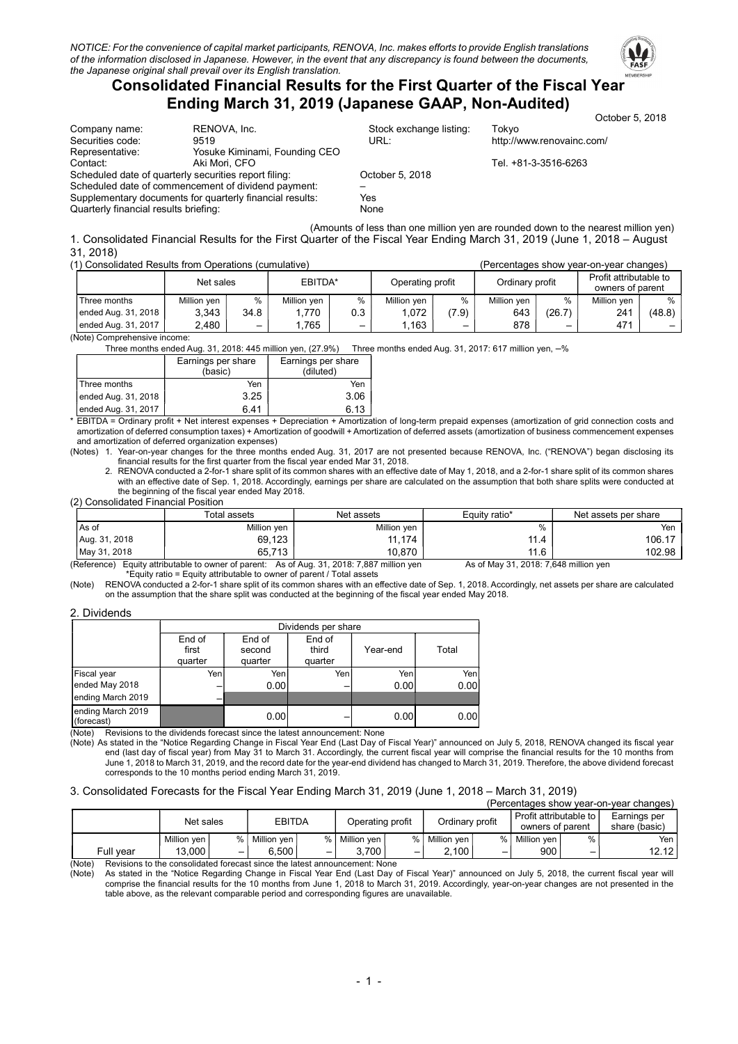*NOTICE: For the convenience of capital market participants, RENOVA, Inc. makes efforts to provide English translations of the information disclosed in Japanese. However, in the event that any discrepancy is found between the documents, the Japanese original shall prevail over its English translation.*

# Consolidated Financial Results for the First Quarter of the Fiscal Year Ending March 31, 2019 (Japanese GAAP, Non-Audited)

October 5, 2018

| | | | |
|---|---|---|---|
| Company name: | RENOVA, Inc. | Stock exchange listing: | Tokyo |
| Securities code: | 9519 | URL: | http://www.renovainc.com/ |
| Representative: | Yosuke Kiminami, Founding CEO | | |
| Contact: | Aki Mori, CFO | | Tel. +81-3-3516-6263 |

Scheduled date of quarterly securities report filing: October 5, 2018
Scheduled date of commencement of dividend payment: –
Supplementary documents for quarterly financial results: Yes
Quarterly financial results briefing: None

(Amounts of less than one million yen are rounded down to the nearest million yen)

## 1. Consolidated Financial Results for the First Quarter of the Fiscal Year Ending March 31, 2019 (June 1, 2018 – August 31, 2018)

### (1) Consolidated Results from Operations (cumulative)

(Percentages show year-on-year changes)

| | Net sales | | EBITDA* | | Operating profit | | Ordinary profit | | Profit attributable to owners of parent | |
|---|---|---|---|---|---|---|---|---|---|---|
| Three months | Million yen | % | Million yen | % | Million yen | % | Million yen | % | Million yen | % |
| ended Aug. 31, 2018 | 3,343 | 34.8 | 1,770 | 0.3 | 1,072 | (7.9) | 643 | (26.7) | 241 | (48.8) |
| ended Aug. 31, 2017 | 2,480 | – | 1,765 | – | 1,163 | – | 878 | – | 471 | – |

(Note) Comprehensive income:
Three months ended Aug. 31, 2018: 445 million yen, (27.9%)  Three months ended Aug. 31, 2017: 617 million yen, –%

| | Earnings per share (basic) | Earnings per share (diluted) |
|---|---|---|
| Three months | Yen | Yen |
| ended Aug. 31, 2018 | 3.25 | 3.06 |
| ended Aug. 31, 2017 | 6.41 | 6.13 |

\* EBITDA = Ordinary profit + Net interest expenses + Depreciation + Amortization of long-term prepaid expenses (amortization of grid connection costs and amortization of deferred consumption taxes) + Amortization of goodwill + Amortization of deferred assets (amortization of business commencement expenses and amortization of deferred organization expenses)

(Notes) 1. Year-on-year changes for the three months ended Aug. 31, 2017 are not presented because RENOVA, Inc. ("RENOVA") began disclosing its financial results for the first quarter from the fiscal year ended Mar 31, 2018.
2. RENOVA conducted a 2-for-1 share split of its common shares with an effective date of May 1, 2018, and a 2-for-1 share split of its common shares with an effective date of Sep. 1, 2018. Accordingly, earnings per share are calculated on the assumption that both share splits were conducted at the beginning of the fiscal year ended May 2018.

### (2) Consolidated Financial Position

| | Total assets | Net assets | Equity ratio* | Net assets per share |
|---|---|---|---|---|
| As of | Million yen | Million yen | % | Yen |
| Aug. 31, 2018 | 69,123 | 11,174 | 11.4 | 106.17 |
| May 31, 2018 | 65,713 | 10,870 | 11.6 | 102.98 |

(Reference) Equity attributable to owner of parent: As of Aug. 31, 2018: 7,887 million yen  As of May 31, 2018: 7,648 million yen
\*Equity ratio = Equity attributable to owner of parent / Total assets

(Note) RENOVA conducted a 2-for-1 share split of its common shares with an effective date of Sep. 1, 2018. Accordingly, net assets per share are calculated on the assumption that the share split was conducted at the beginning of the fiscal year ended May 2018.

## 2. Dividends

| | Dividends per share | | | | |
|---|---|---|---|---|---|
| | End of first quarter | End of second quarter | End of third quarter | Year-end | Total |
| Fiscal year | Yen | Yen | Yen | Yen | Yen |
| ended May 2018 | – | 0.00 | – | 0.00 | 0.00 |
| ending March 2019 | – | | | | |
| ending March 2019 (forecast) | | 0.00 | – | 0.00 | 0.00 |

(Note) Revisions to the dividends forecast since the latest announcement: None
(Note) As stated in the "Notice Regarding Change in Fiscal Year End (Last Day of Fiscal Year)" announced on July 5, 2018, RENOVA changed its fiscal year end (last day of fiscal year) from May 31 to March 31. Accordingly, the current fiscal year will comprise the financial results for the 10 months from June 1, 2018 to March 31, 2019, and the record date for the year-end dividend has changed to March 31, 2019. Therefore, the above dividend forecast corresponds to the 10 months period ending March 31, 2019.

## 3. Consolidated Forecasts for the Fiscal Year Ending March 31, 2019 (June 1, 2018 – March 31, 2019)

(Percentages show year-on-year changes)

| | Net sales | | EBITDA | | Operating profit | | Ordinary profit | | Profit attributable to owners of parent | | Earnings per share (basic) |
|---|---|---|---|---|---|---|---|---|---|---|---|
| | Million yen | % | Million yen | % | Million yen | % | Million yen | % | Million yen | % | Yen |
| Full year | 13,000 | – | 6,500 | – | 3,700 | – | 2,100 | – | 900 | – | 12.12 |

(Note) Revisions to the consolidated forecast since the latest announcement: None
(Note) As stated in the "Notice Regarding Change in Fiscal Year End (Last Day of Fiscal Year)" announced on July 5, 2018, the current fiscal year will comprise the financial results for the 10 months from June 1, 2018 to March 31, 2019. Accordingly, year-on-year changes are not presented in the table above, as the relevant comparable period and corresponding figures are unavailable.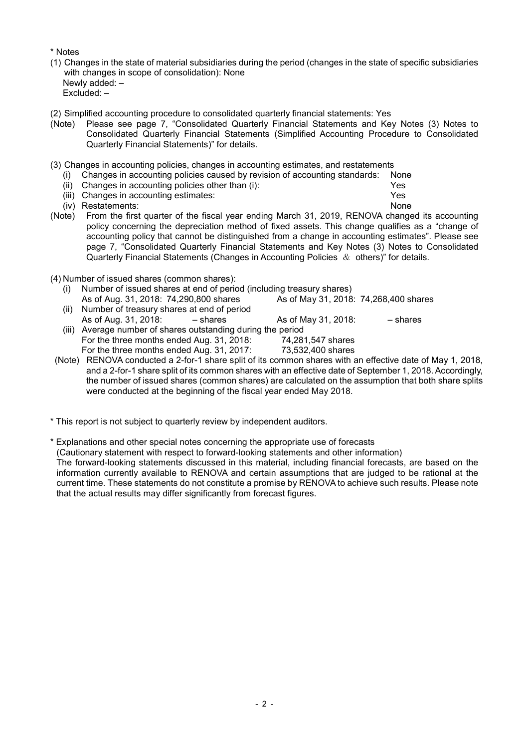\* Notes

(1) Changes in the state of material subsidiaries during the period (changes in the state of specific subsidiaries with changes in scope of consolidation): None
Newly added: –
Excluded: –

(2) Simplified accounting procedure to consolidated quarterly financial statements: Yes
(Note) Please see page 7, "Consolidated Quarterly Financial Statements and Key Notes (3) Notes to Consolidated Quarterly Financial Statements (Simplified Accounting Procedure to Consolidated Quarterly Financial Statements)" for details.

(3) Changes in accounting policies, changes in accounting estimates, and restatements

(i) Changes in accounting policies caused by revision of accounting standards: None
(ii) Changes in accounting policies other than (i): Yes
(iii) Changes in accounting estimates: Yes
(iv) Restatements: None

(Note) From the first quarter of the fiscal year ending March 31, 2019, RENOVA changed its accounting policy concerning the depreciation method of fixed assets. This change qualifies as a "change of accounting policy that cannot be distinguished from a change in accounting estimates". Please see page 7, "Consolidated Quarterly Financial Statements and Key Notes (3) Notes to Consolidated Quarterly Financial Statements (Changes in Accounting Policies ＆ others)" for details.

(4) Number of issued shares (common shares):

(i) Number of issued shares at end of period (including treasury shares)
As of Aug. 31, 2018: 74,290,800 shares As of May 31, 2018: 74,268,400 shares
(ii) Number of treasury shares at end of period
As of Aug. 31, 2018: – shares As of May 31, 2018: – shares
(iii) Average number of shares outstanding during the period
For the three months ended Aug. 31, 2018: 74,281,547 shares
For the three months ended Aug. 31, 2017: 73,532,400 shares

(Note) RENOVA conducted a 2-for-1 share split of its common shares with an effective date of May 1, 2018, and a 2-for-1 share split of its common shares with an effective date of September 1, 2018. Accordingly, the number of issued shares (common shares) are calculated on the assumption that both share splits were conducted at the beginning of the fiscal year ended May 2018.

\* This report is not subject to quarterly review by independent auditors.

\* Explanations and other special notes concerning the appropriate use of forecasts
(Cautionary statement with respect to forward-looking statements and other information)
The forward-looking statements discussed in this material, including financial forecasts, are based on the information currently available to RENOVA and certain assumptions that are judged to be rational at the current time. These statements do not constitute a promise by RENOVA to achieve such results. Please note that the actual results may differ significantly from forecast figures.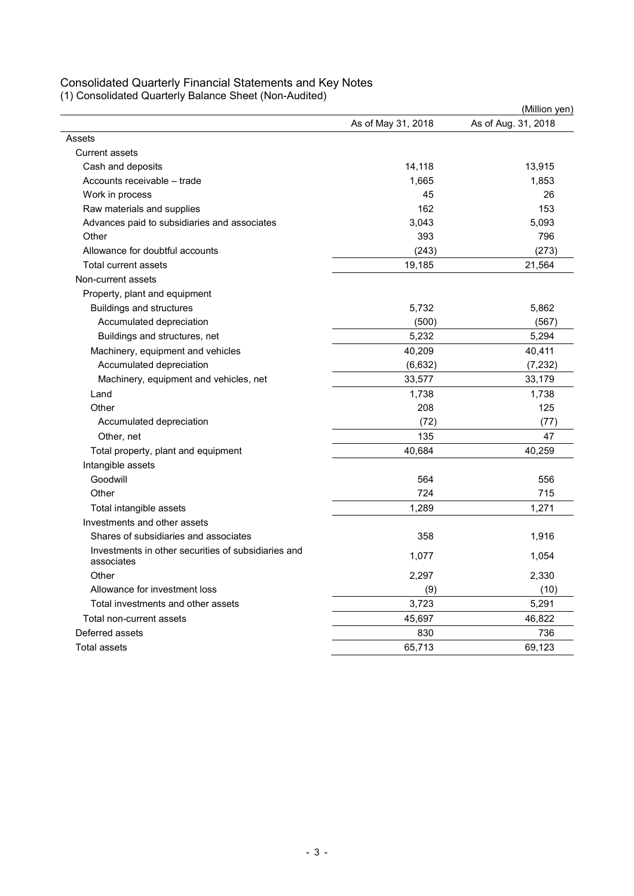# Consolidated Quarterly Financial Statements and Key Notes

## (1) Consolidated Quarterly Balance Sheet (Non-Audited)

(Million yen)

| | As of May 31, 2018 | As of Aug. 31, 2018 |
|---|---|---|
| Assets | | |
| Current assets | | |
| Cash and deposits | 14,118 | 13,915 |
| Accounts receivable – trade | 1,665 | 1,853 |
| Work in process | 45 | 26 |
| Raw materials and supplies | 162 | 153 |
| Advances paid to subsidiaries and associates | 3,043 | 5,093 |
| Other | 393 | 796 |
| Allowance for doubtful accounts | (243) | (273) |
| Total current assets | 19,185 | 21,564 |
| Non-current assets | | |
| Property, plant and equipment | | |
| Buildings and structures | 5,732 | 5,862 |
| Accumulated depreciation | (500) | (567) |
| Buildings and structures, net | 5,232 | 5,294 |
| Machinery, equipment and vehicles | 40,209 | 40,411 |
| Accumulated depreciation | (6,632) | (7,232) |
| Machinery, equipment and vehicles, net | 33,577 | 33,179 |
| Land | 1,738 | 1,738 |
| Other | 208 | 125 |
| Accumulated depreciation | (72) | (77) |
| Other, net | 135 | 47 |
| Total property, plant and equipment | 40,684 | 40,259 |
| Intangible assets | | |
| Goodwill | 564 | 556 |
| Other | 724 | 715 |
| Total intangible assets | 1,289 | 1,271 |
| Investments and other assets | | |
| Shares of subsidiaries and associates | 358 | 1,916 |
| Investments in other securities of subsidiaries and associates | 1,077 | 1,054 |
| Other | 2,297 | 2,330 |
| Allowance for investment loss | (9) | (10) |
| Total investments and other assets | 3,723 | 5,291 |
| Total non-current assets | 45,697 | 46,822 |
| Deferred assets | 830 | 736 |
| Total assets | 65,713 | 69,123 |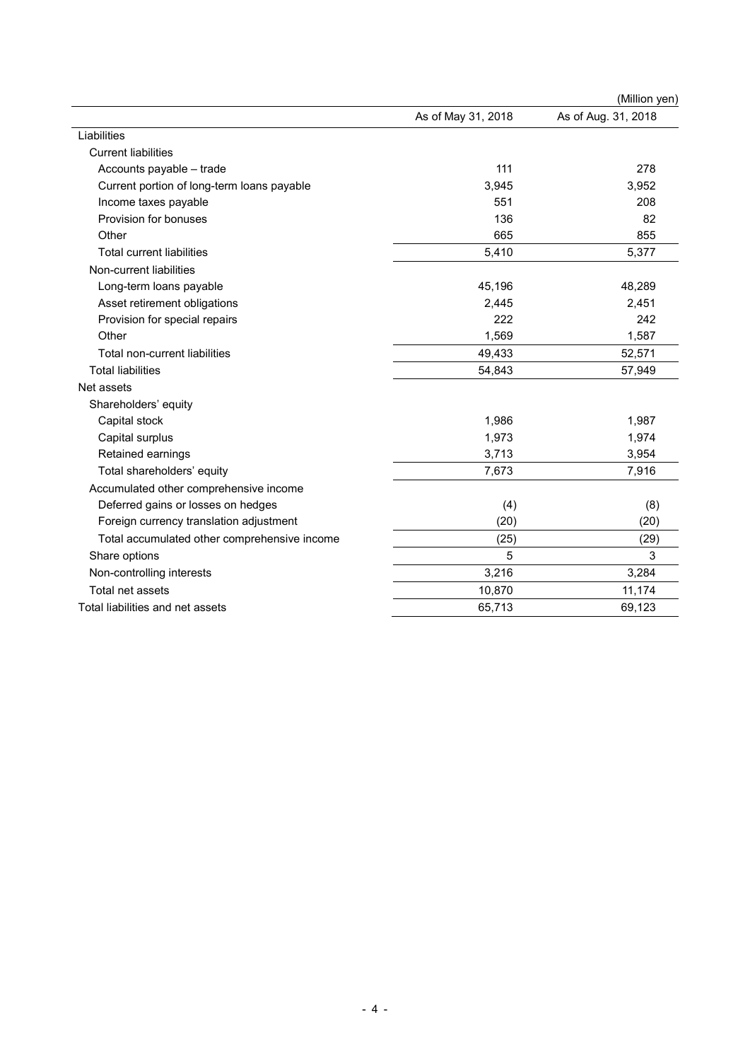(Million yen)

| | As of May 31, 2018 | As of Aug. 31, 2018 |
|---|---|---|
| Liabilities | | |
| Current liabilities | | |
| Accounts payable – trade | 111 | 278 |
| Current portion of long-term loans payable | 3,945 | 3,952 |
| Income taxes payable | 551 | 208 |
| Provision for bonuses | 136 | 82 |
| Other | 665 | 855 |
| Total current liabilities | 5,410 | 5,377 |
| Non-current liabilities | | |
| Long-term loans payable | 45,196 | 48,289 |
| Asset retirement obligations | 2,445 | 2,451 |
| Provision for special repairs | 222 | 242 |
| Other | 1,569 | 1,587 |
| Total non-current liabilities | 49,433 | 52,571 |
| Total liabilities | 54,843 | 57,949 |
| Net assets | | |
| Shareholders' equity | | |
| Capital stock | 1,986 | 1,987 |
| Capital surplus | 1,973 | 1,974 |
| Retained earnings | 3,713 | 3,954 |
| Total shareholders' equity | 7,673 | 7,916 |
| Accumulated other comprehensive income | | |
| Deferred gains or losses on hedges | (4) | (8) |
| Foreign currency translation adjustment | (20) | (20) |
| Total accumulated other comprehensive income | (25) | (29) |
| Share options | 5 | 3 |
| Non-controlling interests | 3,216 | 3,284 |
| Total net assets | 10,870 | 11,174 |
| Total liabilities and net assets | 65,713 | 69,123 |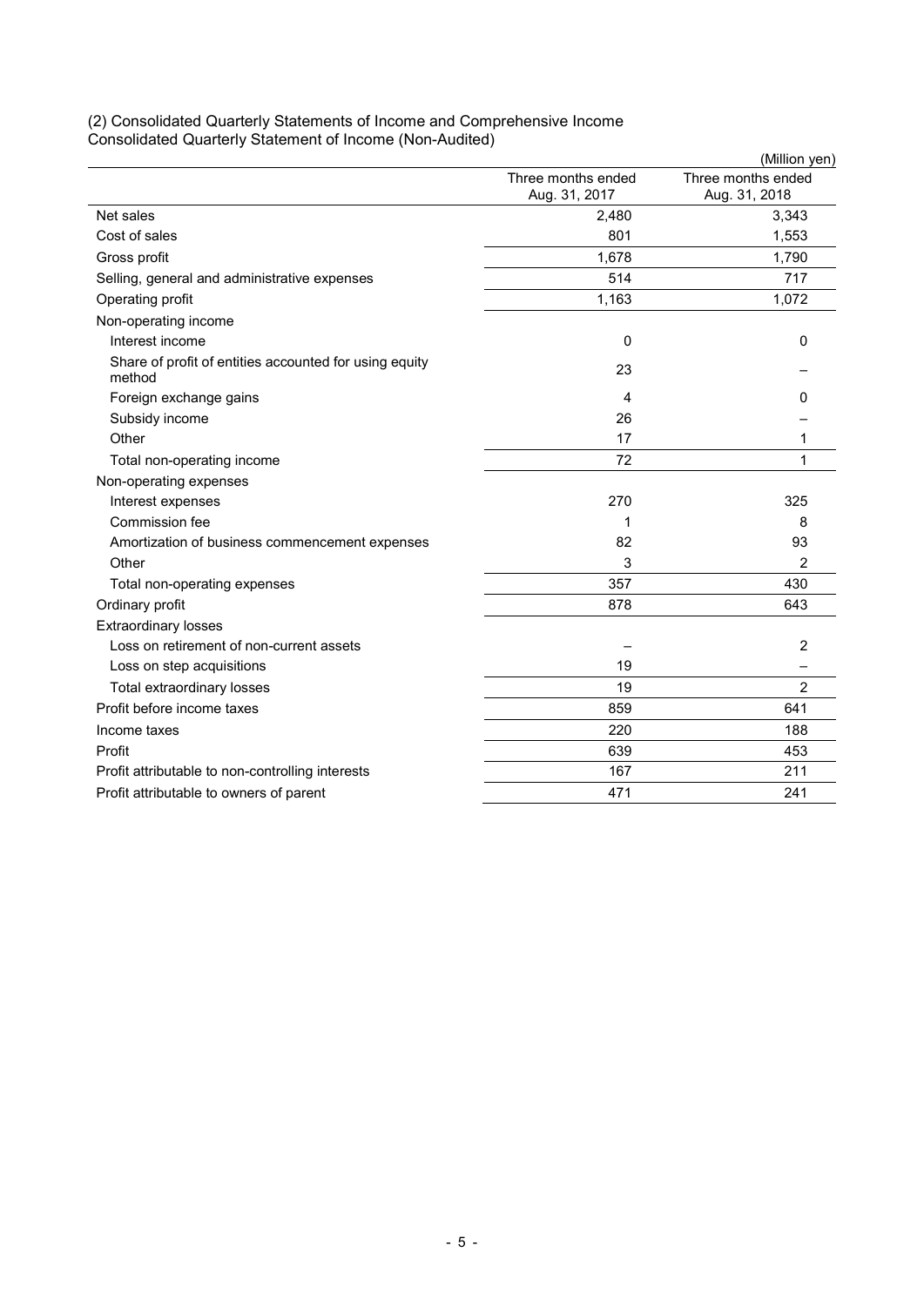(2) Consolidated Quarterly Statements of Income and Comprehensive Income
Consolidated Quarterly Statement of Income (Non-Audited)

(Million yen)

| | Three months ended Aug. 31, 2017 | Three months ended Aug. 31, 2018 |
|---|---|---|
| Net sales | 2,480 | 3,343 |
| Cost of sales | 801 | 1,553 |
| Gross profit | 1,678 | 1,790 |
| Selling, general and administrative expenses | 514 | 717 |
| Operating profit | 1,163 | 1,072 |
| Non-operating income | | |
| Interest income | 0 | 0 |
| Share of profit of entities accounted for using equity method | 23 | – |
| Foreign exchange gains | 4 | 0 |
| Subsidy income | 26 | – |
| Other | 17 | 1 |
| Total non-operating income | 72 | 1 |
| Non-operating expenses | | |
| Interest expenses | 270 | 325 |
| Commission fee | 1 | 8 |
| Amortization of business commencement expenses | 82 | 93 |
| Other | 3 | 2 |
| Total non-operating expenses | 357 | 430 |
| Ordinary profit | 878 | 643 |
| Extraordinary losses | | |
| Loss on retirement of non-current assets | – | 2 |
| Loss on step acquisitions | 19 | – |
| Total extraordinary losses | 19 | 2 |
| Profit before income taxes | 859 | 641 |
| Income taxes | 220 | 188 |
| Profit | 639 | 453 |
| Profit attributable to non-controlling interests | 167 | 211 |
| Profit attributable to owners of parent | 471 | 241 |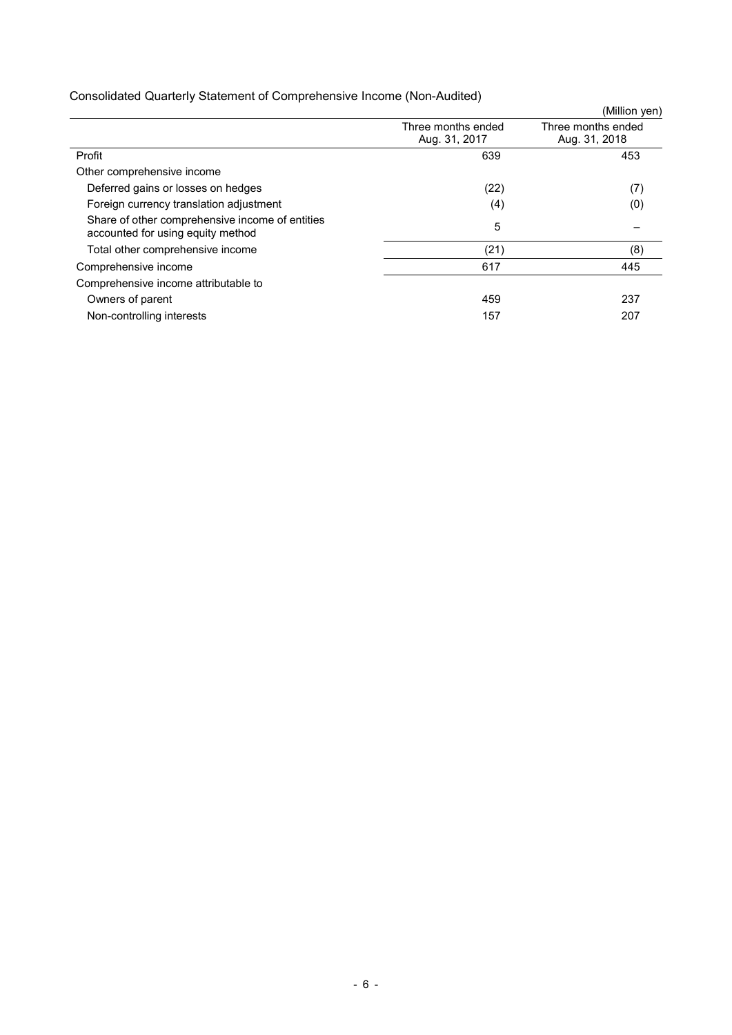Consolidated Quarterly Statement of Comprehensive Income (Non-Audited)

(Million yen)

| | Three months ended Aug. 31, 2017 | Three months ended Aug. 31, 2018 |
|---|---|---|
| Profit | 639 | 453 |
| Other comprehensive income | | |
| Deferred gains or losses on hedges | (22) | (7) |
| Foreign currency translation adjustment | (4) | (0) |
| Share of other comprehensive income of entities accounted for using equity method | 5 | – |
| Total other comprehensive income | (21) | (8) |
| Comprehensive income | 617 | 445 |
| Comprehensive income attributable to | | |
| Owners of parent | 459 | 237 |
| Non-controlling interests | 157 | 207 |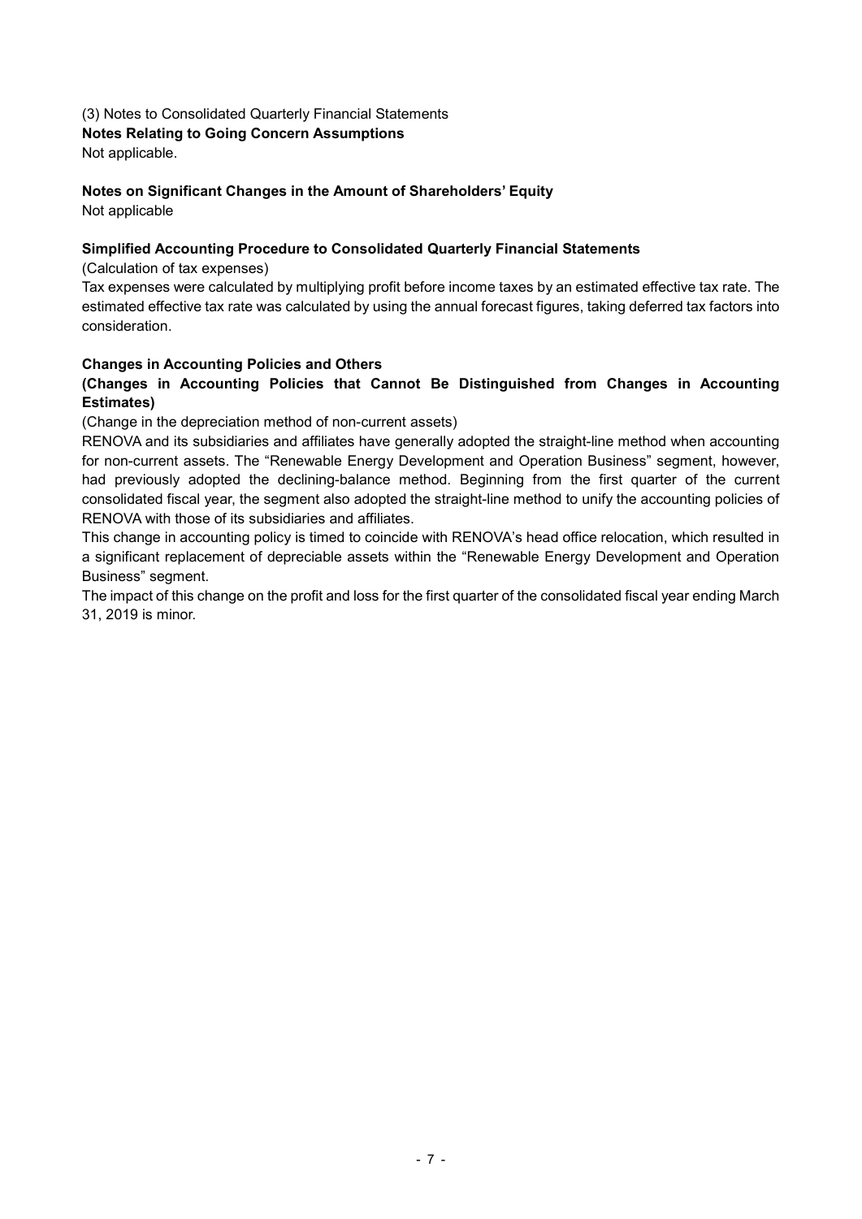(3) Notes to Consolidated Quarterly Financial Statements

**Notes Relating to Going Concern Assumptions**

Not applicable.

**Notes on Significant Changes in the Amount of Shareholders' Equity**

Not applicable

**Simplified Accounting Procedure to Consolidated Quarterly Financial Statements**

(Calculation of tax expenses)

Tax expenses were calculated by multiplying profit before income taxes by an estimated effective tax rate. The estimated effective tax rate was calculated by using the annual forecast figures, taking deferred tax factors into consideration.

**Changes in Accounting Policies and Others**

**(Changes in Accounting Policies that Cannot Be Distinguished from Changes in Accounting Estimates)**

(Change in the depreciation method of non-current assets)

RENOVA and its subsidiaries and affiliates have generally adopted the straight-line method when accounting for non-current assets. The "Renewable Energy Development and Operation Business" segment, however, had previously adopted the declining-balance method. Beginning from the first quarter of the current consolidated fiscal year, the segment also adopted the straight-line method to unify the accounting policies of RENOVA with those of its subsidiaries and affiliates.

This change in accounting policy is timed to coincide with RENOVA's head office relocation, which resulted in a significant replacement of depreciable assets within the "Renewable Energy Development and Operation Business" segment.

The impact of this change on the profit and loss for the first quarter of the consolidated fiscal year ending March 31, 2019 is minor.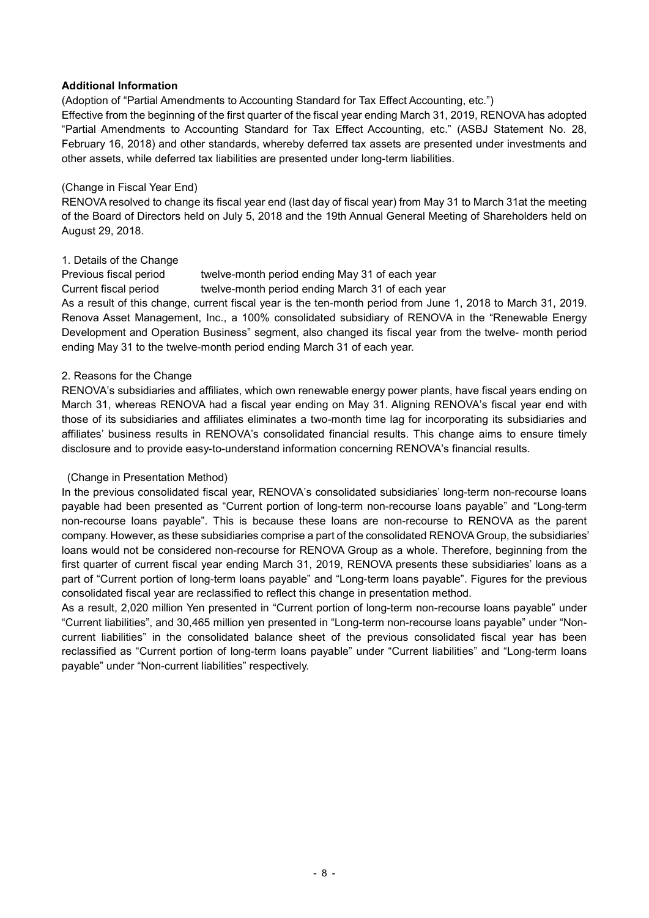**Additional Information**

(Adoption of "Partial Amendments to Accounting Standard for Tax Effect Accounting, etc.")

Effective from the beginning of the first quarter of the fiscal year ending March 31, 2019, RENOVA has adopted "Partial Amendments to Accounting Standard for Tax Effect Accounting, etc." (ASBJ Statement No. 28, February 16, 2018) and other standards, whereby deferred tax assets are presented under investments and other assets, while deferred tax liabilities are presented under long-term liabilities.

(Change in Fiscal Year End)

RENOVA resolved to change its fiscal year end (last day of fiscal year) from May 31 to March 31at the meeting of the Board of Directors held on July 5, 2018 and the 19th Annual General Meeting of Shareholders held on August 29, 2018.

1. Details of the Change

Previous fiscal period twelve-month period ending May 31 of each year

Current fiscal period twelve-month period ending March 31 of each year

As a result of this change, current fiscal year is the ten-month period from June 1, 2018 to March 31, 2019. Renova Asset Management, Inc., a 100% consolidated subsidiary of RENOVA in the "Renewable Energy Development and Operation Business" segment, also changed its fiscal year from the twelve- month period ending May 31 to the twelve-month period ending March 31 of each year.

2. Reasons for the Change

RENOVA's subsidiaries and affiliates, which own renewable energy power plants, have fiscal years ending on March 31, whereas RENOVA had a fiscal year ending on May 31. Aligning RENOVA's fiscal year end with those of its subsidiaries and affiliates eliminates a two-month time lag for incorporating its subsidiaries and affiliates' business results in RENOVA's consolidated financial results. This change aims to ensure timely disclosure and to provide easy-to-understand information concerning RENOVA's financial results.

(Change in Presentation Method)

In the previous consolidated fiscal year, RENOVA's consolidated subsidiaries' long-term non-recourse loans payable had been presented as "Current portion of long-term non-recourse loans payable" and "Long-term non-recourse loans payable". This is because these loans are non-recourse to RENOVA as the parent company. However, as these subsidiaries comprise a part of the consolidated RENOVA Group, the subsidiaries' loans would not be considered non-recourse for RENOVA Group as a whole. Therefore, beginning from the first quarter of current fiscal year ending March 31, 2019, RENOVA presents these subsidiaries' loans as a part of "Current portion of long-term loans payable" and "Long-term loans payable". Figures for the previous consolidated fiscal year are reclassified to reflect this change in presentation method.

As a result, 2,020 million Yen presented in "Current portion of long-term non-recourse loans payable" under "Current liabilities", and 30,465 million yen presented in "Long-term non-recourse loans payable" under "Non-current liabilities" in the consolidated balance sheet of the previous consolidated fiscal year has been reclassified as "Current portion of long-term loans payable" under "Current liabilities" and "Long-term loans payable" under "Non-current liabilities" respectively.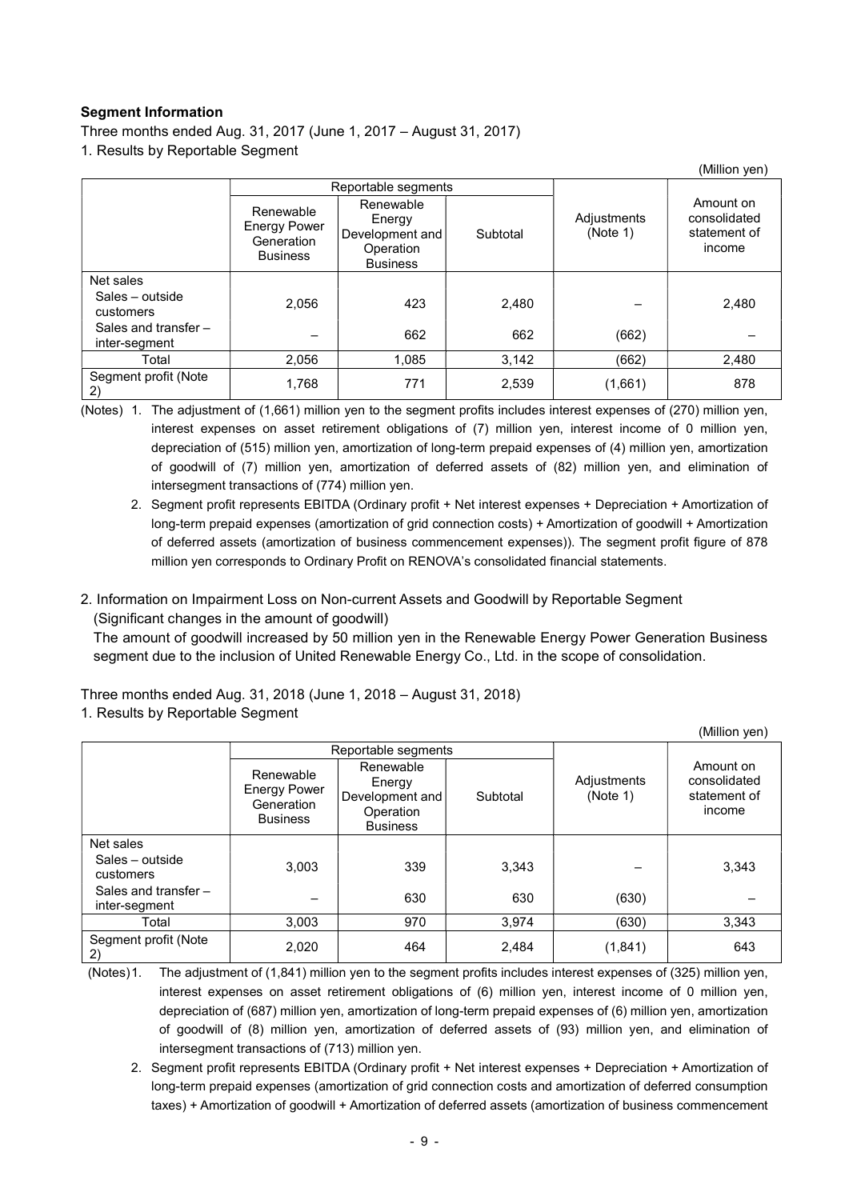**Segment Information**

Three months ended Aug. 31, 2017 (June 1, 2017 – August 31, 2017)

1. Results by Reportable Segment

(Million yen)

| | Reportable segments | | | Adjustments (Note 1) | Amount on consolidated statement of income |
|---|---|---|---|---|---|
| | Renewable Energy Power Generation Business | Renewable Energy Development and Operation Business | Subtotal | | |
| Net sales | | | | | |
| Sales – outside customers | 2,056 | 423 | 2,480 | – | 2,480 |
| Sales and transfer – inter-segment | – | 662 | 662 | (662) | – |
| Total | 2,056 | 1,085 | 3,142 | (662) | 2,480 |
| Segment profit (Note 2) | 1,768 | 771 | 2,539 | (1,661) | 878 |

(Notes) 1. The adjustment of (1,661) million yen to the segment profits includes interest expenses of (270) million yen, interest expenses on asset retirement obligations of (7) million yen, interest income of 0 million yen, depreciation of (515) million yen, amortization of long-term prepaid expenses of (4) million yen, amortization of goodwill of (7) million yen, amortization of deferred assets of (82) million yen, and elimination of intersegment transactions of (774) million yen.

2. Segment profit represents EBITDA (Ordinary profit + Net interest expenses + Depreciation + Amortization of long-term prepaid expenses (amortization of grid connection costs) + Amortization of goodwill + Amortization of deferred assets (amortization of business commencement expenses)). The segment profit figure of 878 million yen corresponds to Ordinary Profit on RENOVA's consolidated financial statements.

2. Information on Impairment Loss on Non-current Assets and Goodwill by Reportable Segment

(Significant changes in the amount of goodwill)

The amount of goodwill increased by 50 million yen in the Renewable Energy Power Generation Business segment due to the inclusion of United Renewable Energy Co., Ltd. in the scope of consolidation.

Three months ended Aug. 31, 2018 (June 1, 2018 – August 31, 2018)

1. Results by Reportable Segment

(Million yen)

| | Reportable segments | | | Adjustments (Note 1) | Amount on consolidated statement of income |
|---|---|---|---|---|---|
| | Renewable Energy Power Generation Business | Renewable Energy Development and Operation Business | Subtotal | | |
| Net sales | | | | | |
| Sales – outside customers | 3,003 | 339 | 3,343 | – | 3,343 |
| Sales and transfer – inter-segment | – | 630 | 630 | (630) | – |
| Total | 3,003 | 970 | 3,974 | (630) | 3,343 |
| Segment profit (Note 2) | 2,020 | 464 | 2,484 | (1,841) | 643 |

(Notes) 1. The adjustment of (1,841) million yen to the segment profits includes interest expenses of (325) million yen, interest expenses on asset retirement obligations of (6) million yen, interest income of 0 million yen, depreciation of (687) million yen, amortization of long-term prepaid expenses of (6) million yen, amortization of goodwill of (8) million yen, amortization of deferred assets of (93) million yen, and elimination of intersegment transactions of (713) million yen.

2. Segment profit represents EBITDA (Ordinary profit + Net interest expenses + Depreciation + Amortization of long-term prepaid expenses (amortization of grid connection costs and amortization of deferred consumption taxes) + Amortization of goodwill + Amortization of deferred assets (amortization of business commencement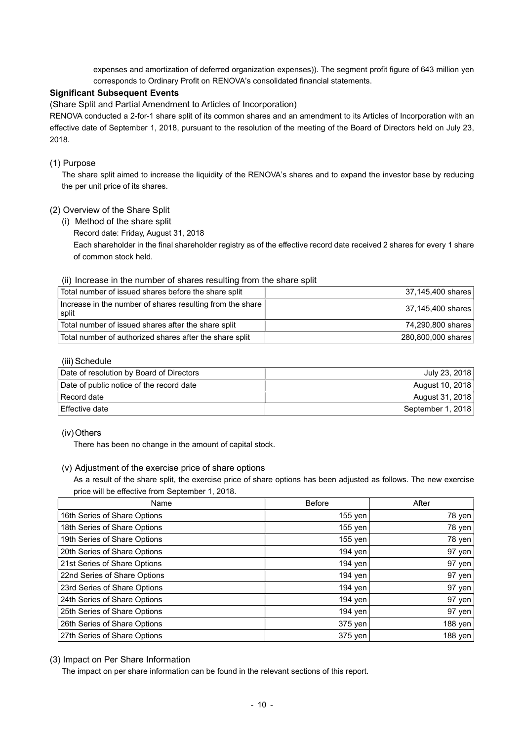expenses and amortization of deferred organization expenses)). The segment profit figure of 643 million yen corresponds to Ordinary Profit on RENOVA's consolidated financial statements.

**Significant Subsequent Events**

(Share Split and Partial Amendment to Articles of Incorporation)

RENOVA conducted a 2-for-1 share split of its common shares and an amendment to its Articles of Incorporation with an effective date of September 1, 2018, pursuant to the resolution of the meeting of the Board of Directors held on July 23, 2018.

(1) Purpose

The share split aimed to increase the liquidity of the RENOVA's shares and to expand the investor base by reducing the per unit price of its shares.

(2) Overview of the Share Split

(i) Method of the share split

Record date: Friday, August 31, 2018

Each shareholder in the final shareholder registry as of the effective record date received 2 shares for every 1 share of common stock held.

(ii) Increase in the number of shares resulting from the share split

| | |
|---|---|
| Total number of issued shares before the share split | 37,145,400 shares |
| Increase in the number of shares resulting from the share split | 37,145,400 shares |
| Total number of issued shares after the share split | 74,290,800 shares |
| Total number of authorized shares after the share split | 280,800,000 shares |

(iii) Schedule

| | |
|---|---|
| Date of resolution by Board of Directors | July 23, 2018 |
| Date of public notice of the record date | August 10, 2018 |
| Record date | August 31, 2018 |
| Effective date | September 1, 2018 |

(iv) Others

There has been no change in the amount of capital stock.

(v) Adjustment of the exercise price of share options

As a result of the share split, the exercise price of share options has been adjusted as follows. The new exercise price will be effective from September 1, 2018.

| Name | Before | After |
|---|---|---|
| 16th Series of Share Options | 155 yen | 78 yen |
| 18th Series of Share Options | 155 yen | 78 yen |
| 19th Series of Share Options | 155 yen | 78 yen |
| 20th Series of Share Options | 194 yen | 97 yen |
| 21st Series of Share Options | 194 yen | 97 yen |
| 22nd Series of Share Options | 194 yen | 97 yen |
| 23rd Series of Share Options | 194 yen | 97 yen |
| 24th Series of Share Options | 194 yen | 97 yen |
| 25th Series of Share Options | 194 yen | 97 yen |
| 26th Series of Share Options | 375 yen | 188 yen |
| 27th Series of Share Options | 375 yen | 188 yen |

(3) Impact on Per Share Information

The impact on per share information can be found in the relevant sections of this report.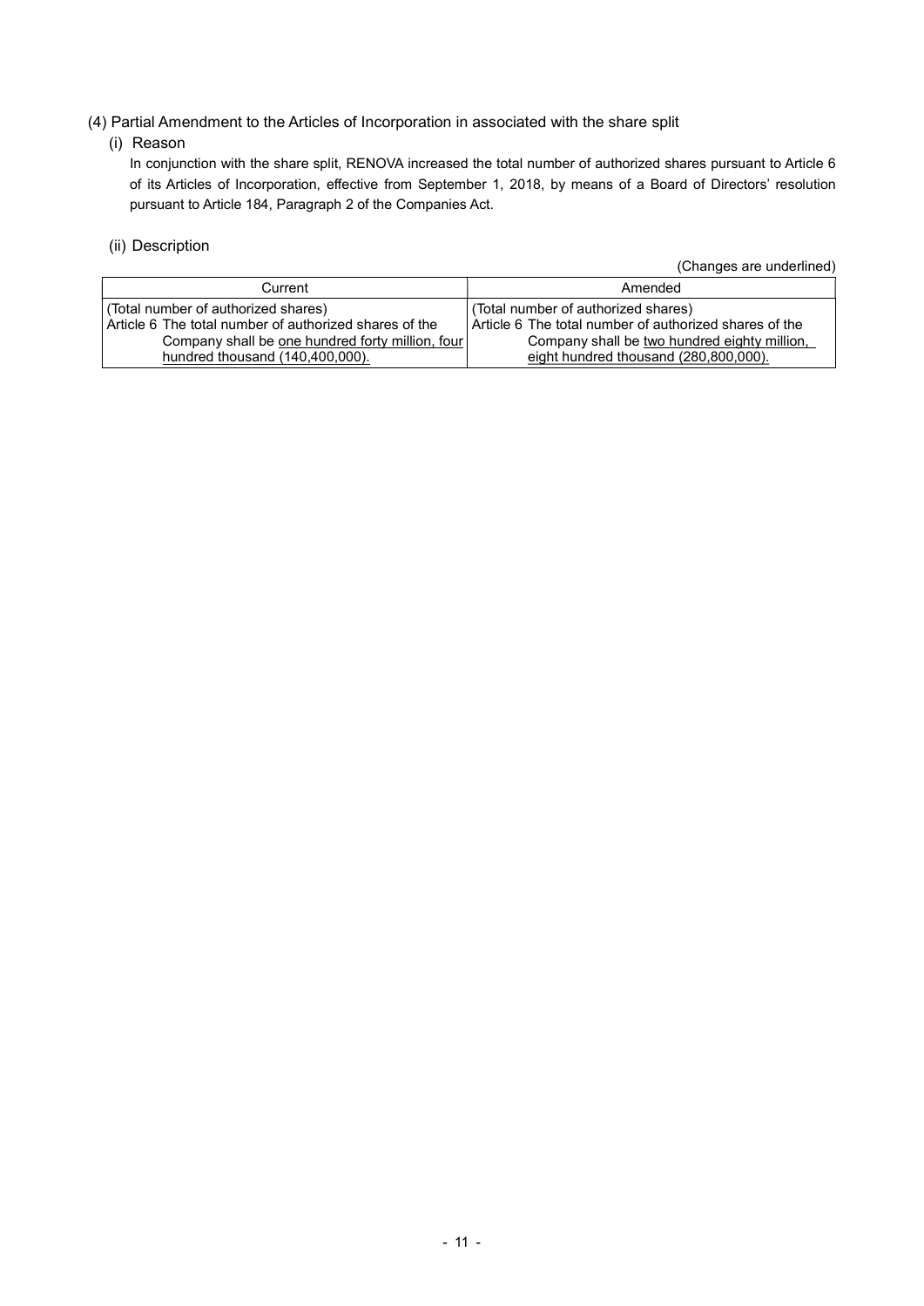### (4) Partial Amendment to the Articles of Incorporation in associated with the share split

#### (i) Reason

In conjunction with the share split, RENOVA increased the total number of authorized shares pursuant to Article 6 of its Articles of Incorporation, effective from September 1, 2018, by means of a Board of Directors' resolution pursuant to Article 184, Paragraph 2 of the Companies Act.

#### (ii) Description

(Changes are underlined)

| Current | Amended |
|---|---|
| (Total number of authorized shares)<br>Article 6 The total number of authorized shares of the Company shall be <u>one hundred forty million, four hundred thousand (140,400,000).</u> | (Total number of authorized shares)<br>Article 6 The total number of authorized shares of the Company shall be <u>two hundred eighty million, eight hundred thousand (280,800,000).</u> |